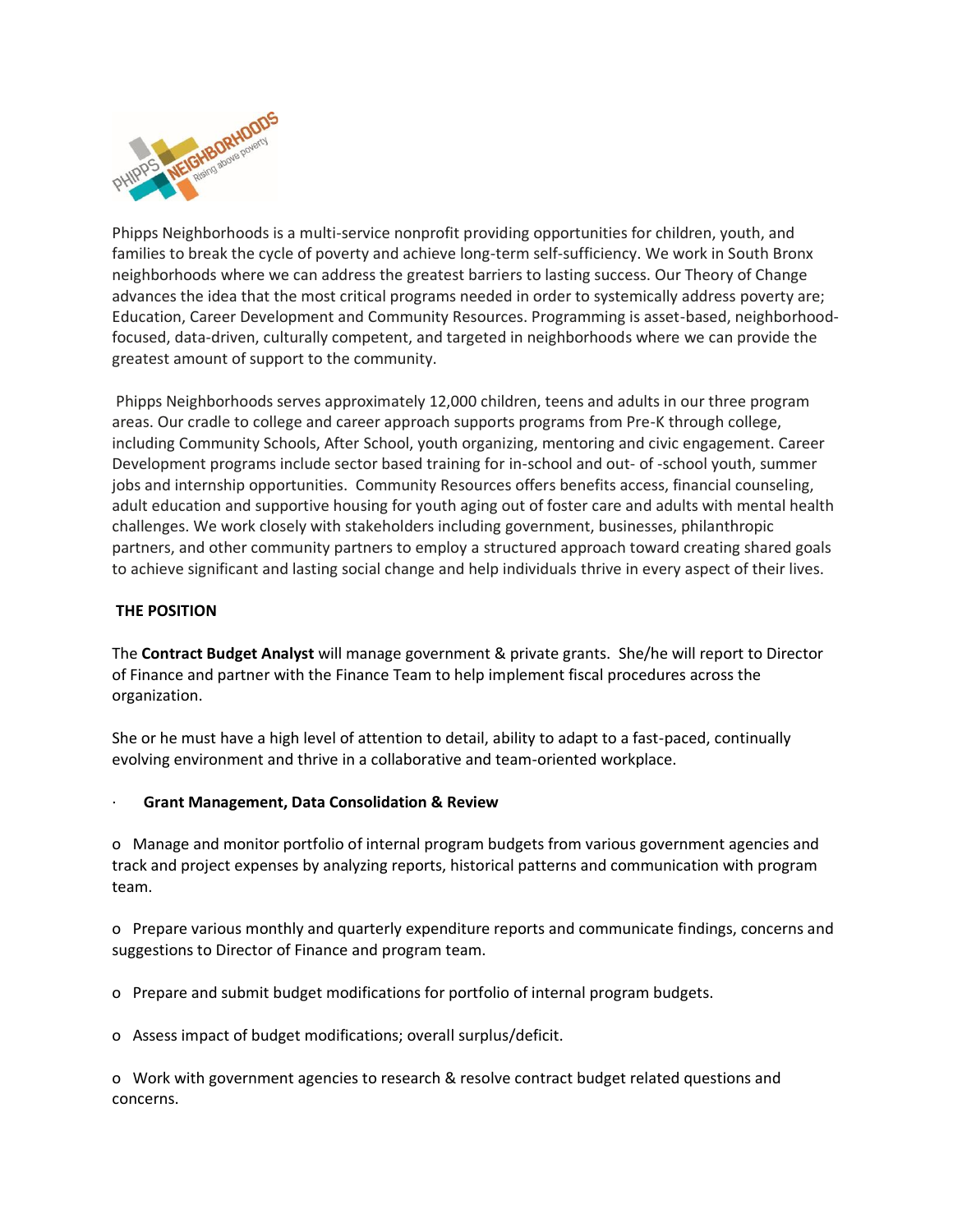Phipps Neighborhoods is a multi-service nonprofit providing opportunities for children, youth, and families to break the cycle of poverty and achieve long-term self-sufficiency. We work in South Bronx neighborhoods where we can address the greatest barriers to lasting success. Our Theory of Change advances the idea that the most critical programs needed in order to systemically address poverty are; Education, Career Development and Community Resources. Programming is asset-based, neighborhood-focused, data-driven, culturally competent, and targeted in neighborhoods where we can provide the greatest amount of support to the community.

Phipps Neighborhoods serves approximately 12,000 children, teens and adults in our three program areas. Our cradle to college and career approach supports programs from Pre-K through college, including Community Schools, After School, youth organizing, mentoring and civic engagement. Career Development programs include sector based training for in-school and out- of -school youth, summer jobs and internship opportunities. Community Resources offers benefits access, financial counseling, adult education and supportive housing for youth aging out of foster care and adults with mental health challenges. We work closely with stakeholders including government, businesses, philanthropic partners, and other community partners to employ a structured approach toward creating shared goals to achieve significant and lasting social change and help individuals thrive in every aspect of their lives.

## THE POSITION

The **Contract Budget Analyst** will manage government & private grants. She/he will report to Director of Finance and partner with the Finance Team to help implement fiscal procedures across the organization.

She or he must have a high level of attention to detail, ability to adapt to a fast-paced, continually evolving environment and thrive in a collaborative and team-oriented workplace.

- **Grant Management, Data Consolidation & Review**
  - Manage and monitor portfolio of internal program budgets from various government agencies and track and project expenses by analyzing reports, historical patterns and communication with program team.
  - Prepare various monthly and quarterly expenditure reports and communicate findings, concerns and suggestions to Director of Finance and program team.
  - Prepare and submit budget modifications for portfolio of internal program budgets.
  - Assess impact of budget modifications; overall surplus/deficit.
  - Work with government agencies to research & resolve contract budget related questions and concerns.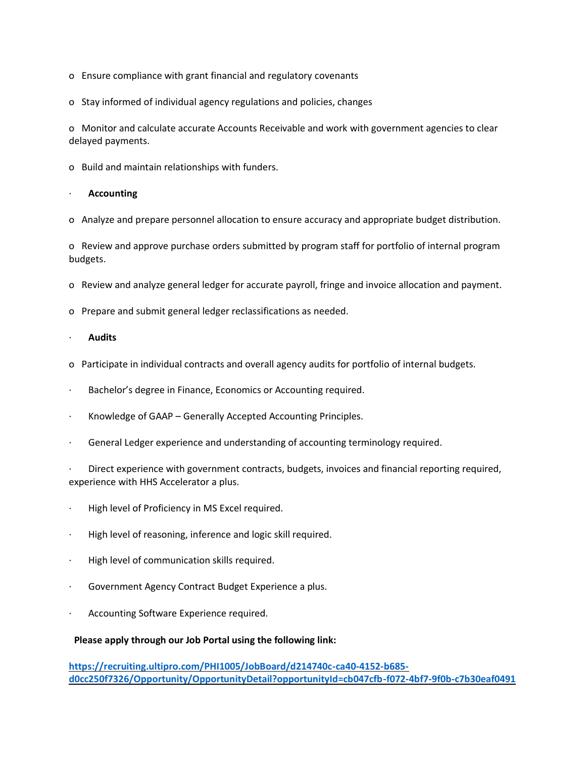- Ensure compliance with grant financial and regulatory covenants
- Stay informed of individual agency regulations and policies, changes
- Monitor and calculate accurate Accounts Receivable and work with government agencies to clear delayed payments.
- Build and maintain relationships with funders.

· **Accounting**

- Analyze and prepare personnel allocation to ensure accuracy and appropriate budget distribution.
- Review and approve purchase orders submitted by program staff for portfolio of internal program budgets.
- Review and analyze general ledger for accurate payroll, fringe and invoice allocation and payment.
- Prepare and submit general ledger reclassifications as needed.

· **Audits**

- Participate in individual contracts and overall agency audits for portfolio of internal budgets.

· Bachelor's degree in Finance, Economics or Accounting required.

· Knowledge of GAAP – Generally Accepted Accounting Principles.

· General Ledger experience and understanding of accounting terminology required.

· Direct experience with government contracts, budgets, invoices and financial reporting required, experience with HHS Accelerator a plus.

· High level of Proficiency in MS Excel required.

· High level of reasoning, inference and logic skill required.

· High level of communication skills required.

· Government Agency Contract Budget Experience a plus.

· Accounting Software Experience required.

**Please apply through our Job Portal using the following link:**

**https://recruiting.ultipro.com/PHI1005/JobBoard/d214740c-ca40-4152-b685-d0cc250f7326/Opportunity/OpportunityDetail?opportunityId=cb047cfb-f072-4bf7-9f0b-c7b30eaf0491**